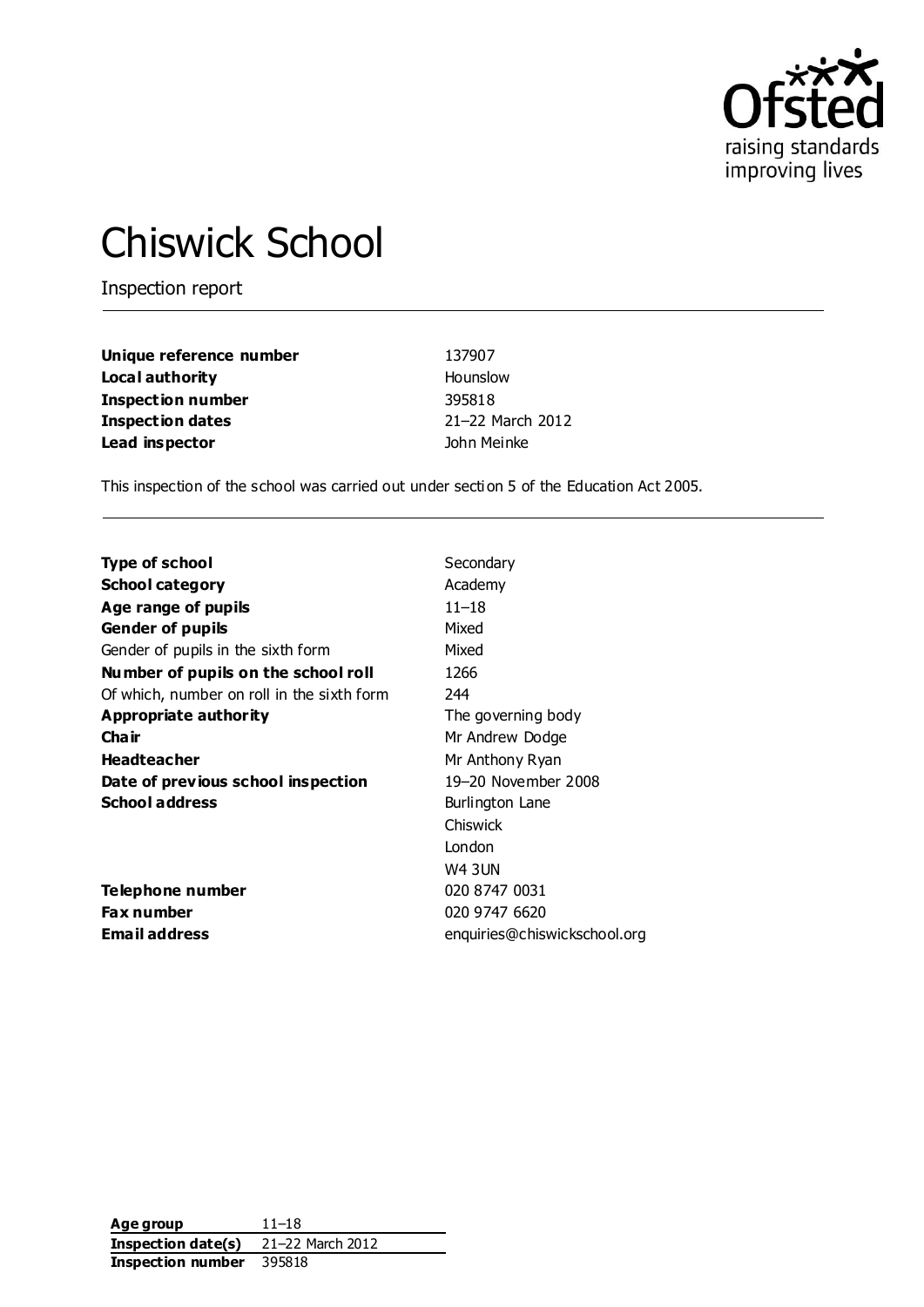# Chiswick School

Inspection report

| | |
|---|---|
| **Unique reference number** | 137907 |
| **Local authority** | Hounslow |
| **Inspection number** | 395818 |
| **Inspection dates** | 21–22 March 2012 |
| **Lead inspector** | John Meinke |

This inspection of the school was carried out under section 5 of the Education Act 2005.

| | |
|---|---|
| **Type of school** | Secondary |
| **School category** | Academy |
| **Age range of pupils** | 11–18 |
| **Gender of pupils** | Mixed |
| Gender of pupils in the sixth form | Mixed |
| **Number of pupils on the school roll** | 1266 |
| Of which, number on roll in the sixth form | 244 |
| **Appropriate authority** | The governing body |
| **Chair** | Mr Andrew Dodge |
| **Headteacher** | Mr Anthony Ryan |
| **Date of previous school inspection** | 19–20 November 2008 |
| **School address** | Burlington Lane<br>Chiswick<br>London<br>W4 3UN |
| **Telephone number** | 020 8747 0031 |
| **Fax number** | 020 9747 6620 |
| **Email address** | enquiries@chiswickschool.org |

| | |
|---|---|
| **Age group** | 11–18 |
| **Inspection date(s)** | 21–22 March 2012 |
| **Inspection number** | 395818 |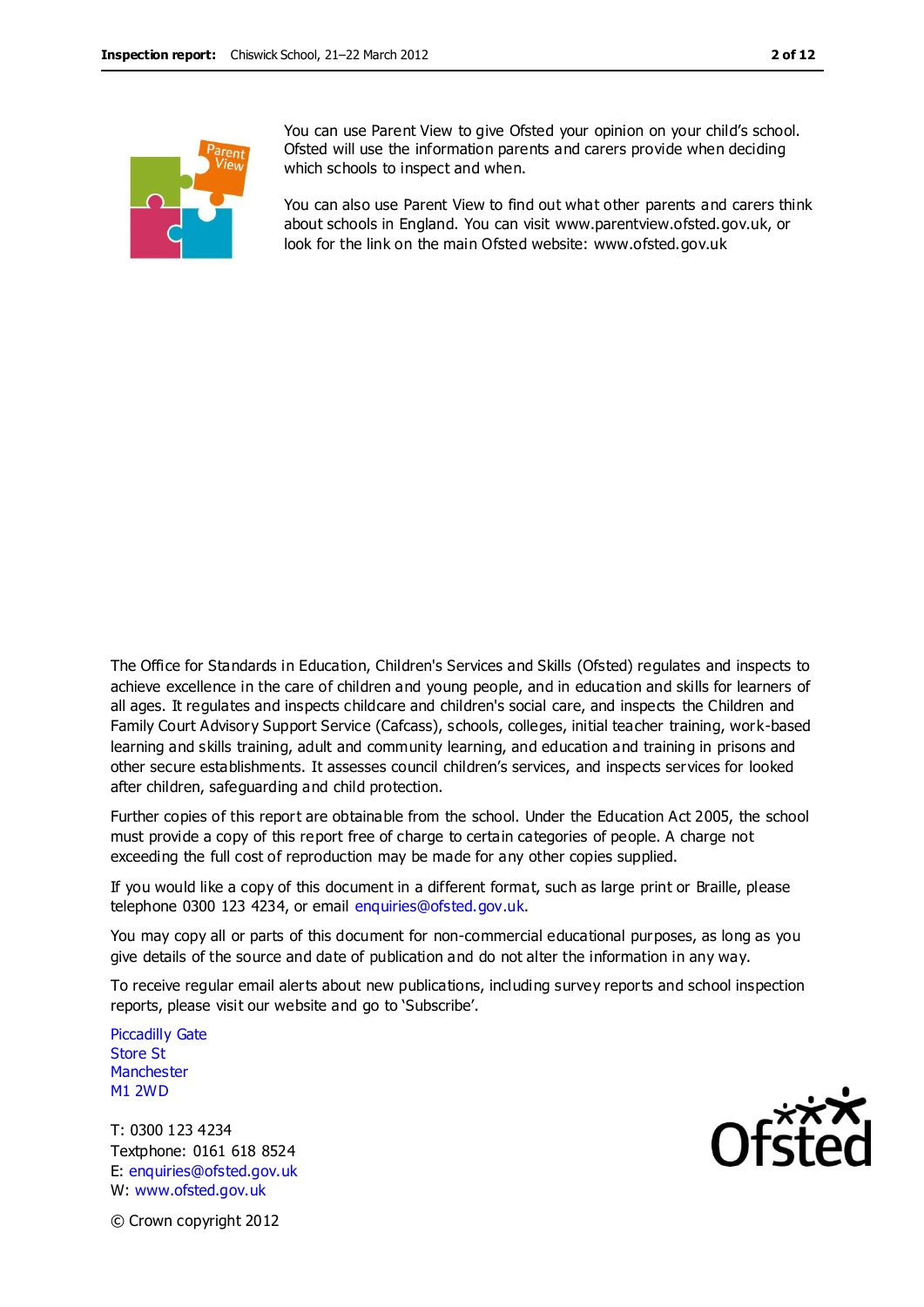You can use Parent View to give Ofsted your opinion on your child's school. Ofsted will use the information parents and carers provide when deciding which schools to inspect and when.

You can also use Parent View to find out what other parents and carers think about schools in England. You can visit www.parentview.ofsted.gov.uk, or look for the link on the main Ofsted website: www.ofsted.gov.uk

The Office for Standards in Education, Children's Services and Skills (Ofsted) regulates and inspects to achieve excellence in the care of children and young people, and in education and skills for learners of all ages. It regulates and inspects childcare and children's social care, and inspects the Children and Family Court Advisory Support Service (Cafcass), schools, colleges, initial teacher training, work-based learning and skills training, adult and community learning, and education and training in prisons and other secure establishments. It assesses council children's services, and inspects services for looked after children, safeguarding and child protection.

Further copies of this report are obtainable from the school. Under the Education Act 2005, the school must provide a copy of this report free of charge to certain categories of people. A charge not exceeding the full cost of reproduction may be made for any other copies supplied.

If you would like a copy of this document in a different format, such as large print or Braille, please telephone 0300 123 4234, or email enquiries@ofsted.gov.uk.

You may copy all or parts of this document for non-commercial educational purposes, as long as you give details of the source and date of publication and do not alter the information in any way.

To receive regular email alerts about new publications, including survey reports and school inspection reports, please visit our website and go to 'Subscribe'.

Piccadilly Gate  
Store St  
Manchester  
M1 2WD

T: 0300 123 4234  
Textphone: 0161 618 8524  
E: enquiries@ofsted.gov.uk  
W: www.ofsted.gov.uk

© Crown copyright 2012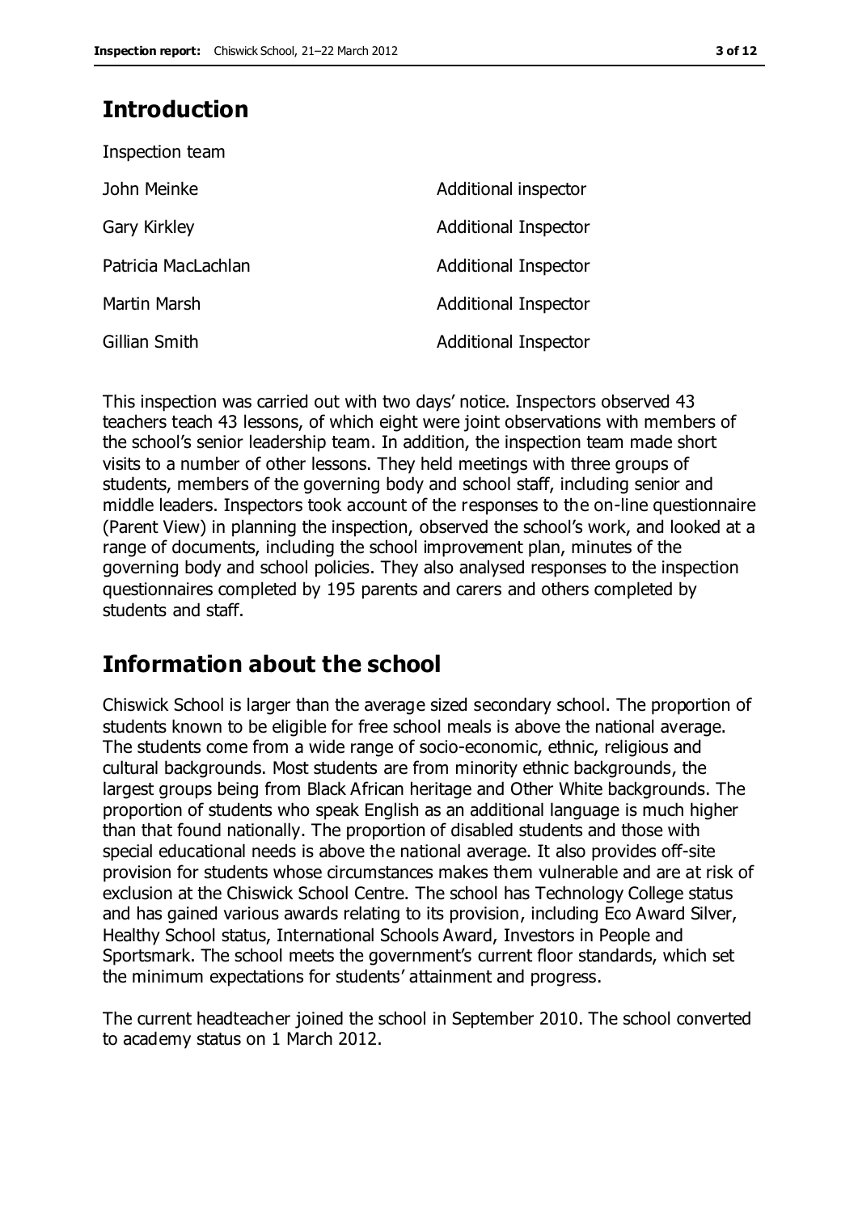## Introduction

Inspection team

| | |
|---|---|
| John Meinke | Additional inspector |
| Gary Kirkley | Additional Inspector |
| Patricia MacLachlan | Additional Inspector |
| Martin Marsh | Additional Inspector |
| Gillian Smith | Additional Inspector |

This inspection was carried out with two days' notice. Inspectors observed 43 teachers teach 43 lessons, of which eight were joint observations with members of the school's senior leadership team. In addition, the inspection team made short visits to a number of other lessons. They held meetings with three groups of students, members of the governing body and school staff, including senior and middle leaders. Inspectors took account of the responses to the on-line questionnaire (Parent View) in planning the inspection, observed the school's work, and looked at a range of documents, including the school improvement plan, minutes of the governing body and school policies. They also analysed responses to the inspection questionnaires completed by 195 parents and carers and others completed by students and staff.

## Information about the school

Chiswick School is larger than the average sized secondary school. The proportion of students known to be eligible for free school meals is above the national average. The students come from a wide range of socio-economic, ethnic, religious and cultural backgrounds. Most students are from minority ethnic backgrounds, the largest groups being from Black African heritage and Other White backgrounds. The proportion of students who speak English as an additional language is much higher than that found nationally. The proportion of disabled students and those with special educational needs is above the national average. It also provides off-site provision for students whose circumstances makes them vulnerable and are at risk of exclusion at the Chiswick School Centre. The school has Technology College status and has gained various awards relating to its provision, including Eco Award Silver, Healthy School status, International Schools Award, Investors in People and Sportsmark. The school meets the government's current floor standards, which set the minimum expectations for students' attainment and progress.

The current headteacher joined the school in September 2010. The school converted to academy status on 1 March 2012.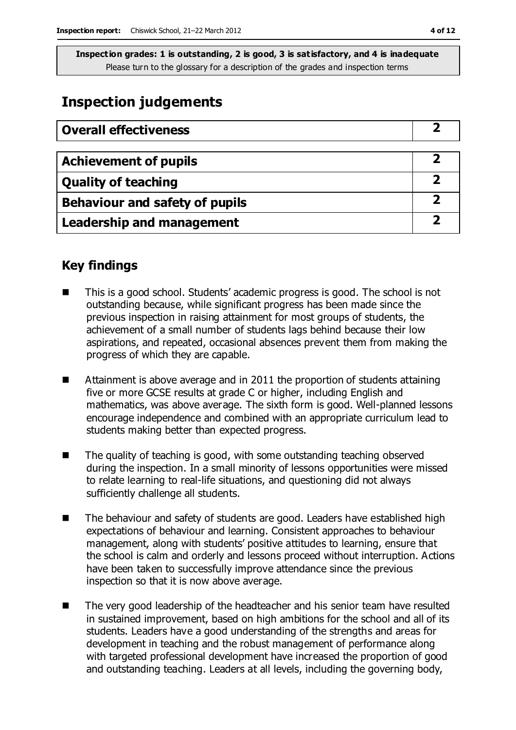**Inspection grades: 1 is outstanding, 2 is good, 3 is satisfactory, and 4 is inadequate**
Please turn to the glossary for a description of the grades and inspection terms

# Inspection judgements

| Overall effectiveness | 2 |
|---|---|

| Achievement of pupils | 2 |
|---|---|
| Quality of teaching | 2 |
| Behaviour and safety of pupils | 2 |
| Leadership and management | 2 |

## Key findings

- This is a good school. Students' academic progress is good. The school is not outstanding because, while significant progress has been made since the previous inspection in raising attainment for most groups of students, the achievement of a small number of students lags behind because their low aspirations, and repeated, occasional absences prevent them from making the progress of which they are capable.
- Attainment is above average and in 2011 the proportion of students attaining five or more GCSE results at grade C or higher, including English and mathematics, was above average. The sixth form is good. Well-planned lessons encourage independence and combined with an appropriate curriculum lead to students making better than expected progress.
- The quality of teaching is good, with some outstanding teaching observed during the inspection. In a small minority of lessons opportunities were missed to relate learning to real-life situations, and questioning did not always sufficiently challenge all students.
- The behaviour and safety of students are good. Leaders have established high expectations of behaviour and learning. Consistent approaches to behaviour management, along with students' positive attitudes to learning, ensure that the school is calm and orderly and lessons proceed without interruption. Actions have been taken to successfully improve attendance since the previous inspection so that it is now above average.
- The very good leadership of the headteacher and his senior team have resulted in sustained improvement, based on high ambitions for the school and all of its students. Leaders have a good understanding of the strengths and areas for development in teaching and the robust management of performance along with targeted professional development have increased the proportion of good and outstanding teaching. Leaders at all levels, including the governing body,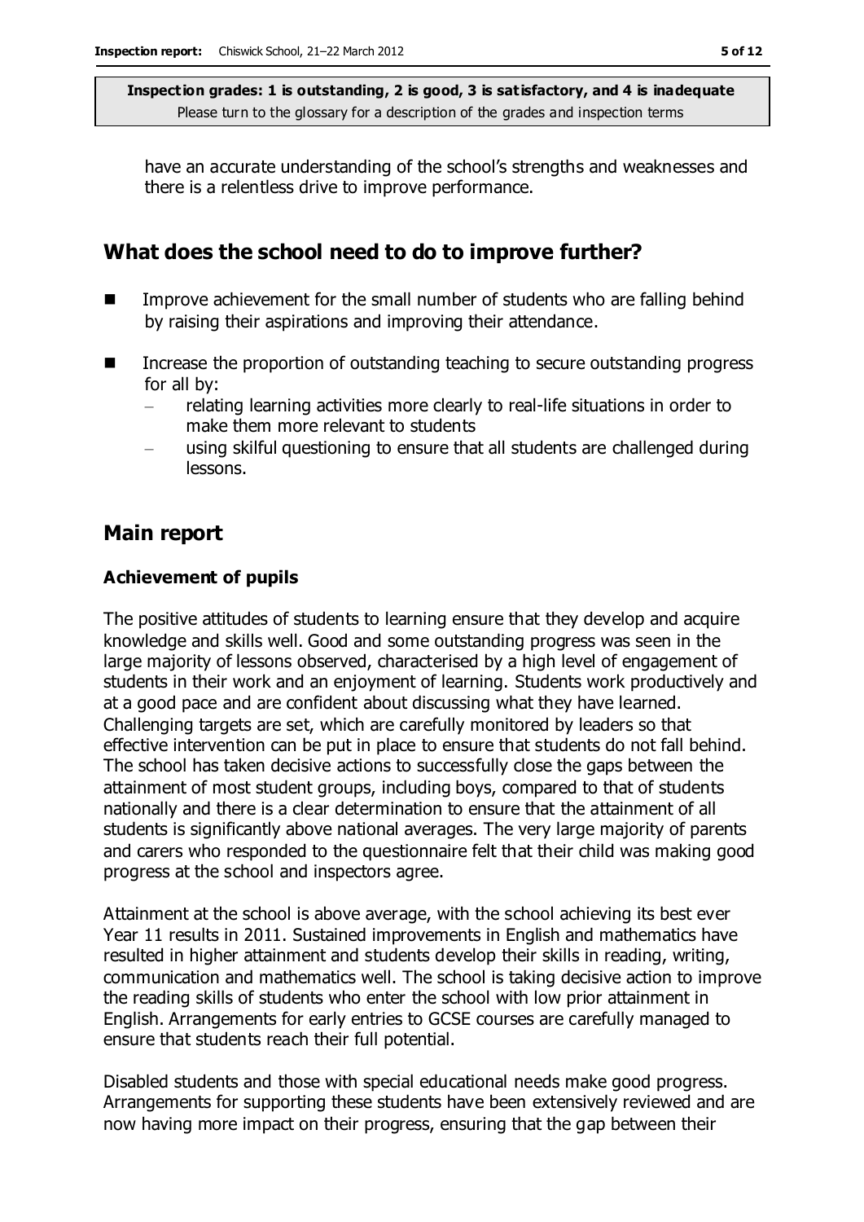have an accurate understanding of the school's strengths and weaknesses and there is a relentless drive to improve performance.

## What does the school need to do to improve further?

- Improve achievement for the small number of students who are falling behind by raising their aspirations and improving their attendance.
- Increase the proportion of outstanding teaching to secure outstanding progress for all by:
  - relating learning activities more clearly to real-life situations in order to make them more relevant to students
  - using skilful questioning to ensure that all students are challenged during lessons.

## Main report

### Achievement of pupils

The positive attitudes of students to learning ensure that they develop and acquire knowledge and skills well. Good and some outstanding progress was seen in the large majority of lessons observed, characterised by a high level of engagement of students in their work and an enjoyment of learning. Students work productively and at a good pace and are confident about discussing what they have learned. Challenging targets are set, which are carefully monitored by leaders so that effective intervention can be put in place to ensure that students do not fall behind. The school has taken decisive actions to successfully close the gaps between the attainment of most student groups, including boys, compared to that of students nationally and there is a clear determination to ensure that the attainment of all students is significantly above national averages. The very large majority of parents and carers who responded to the questionnaire felt that their child was making good progress at the school and inspectors agree.

Attainment at the school is above average, with the school achieving its best ever Year 11 results in 2011. Sustained improvements in English and mathematics have resulted in higher attainment and students develop their skills in reading, writing, communication and mathematics well. The school is taking decisive action to improve the reading skills of students who enter the school with low prior attainment in English. Arrangements for early entries to GCSE courses are carefully managed to ensure that students reach their full potential.

Disabled students and those with special educational needs make good progress. Arrangements for supporting these students have been extensively reviewed and are now having more impact on their progress, ensuring that the gap between their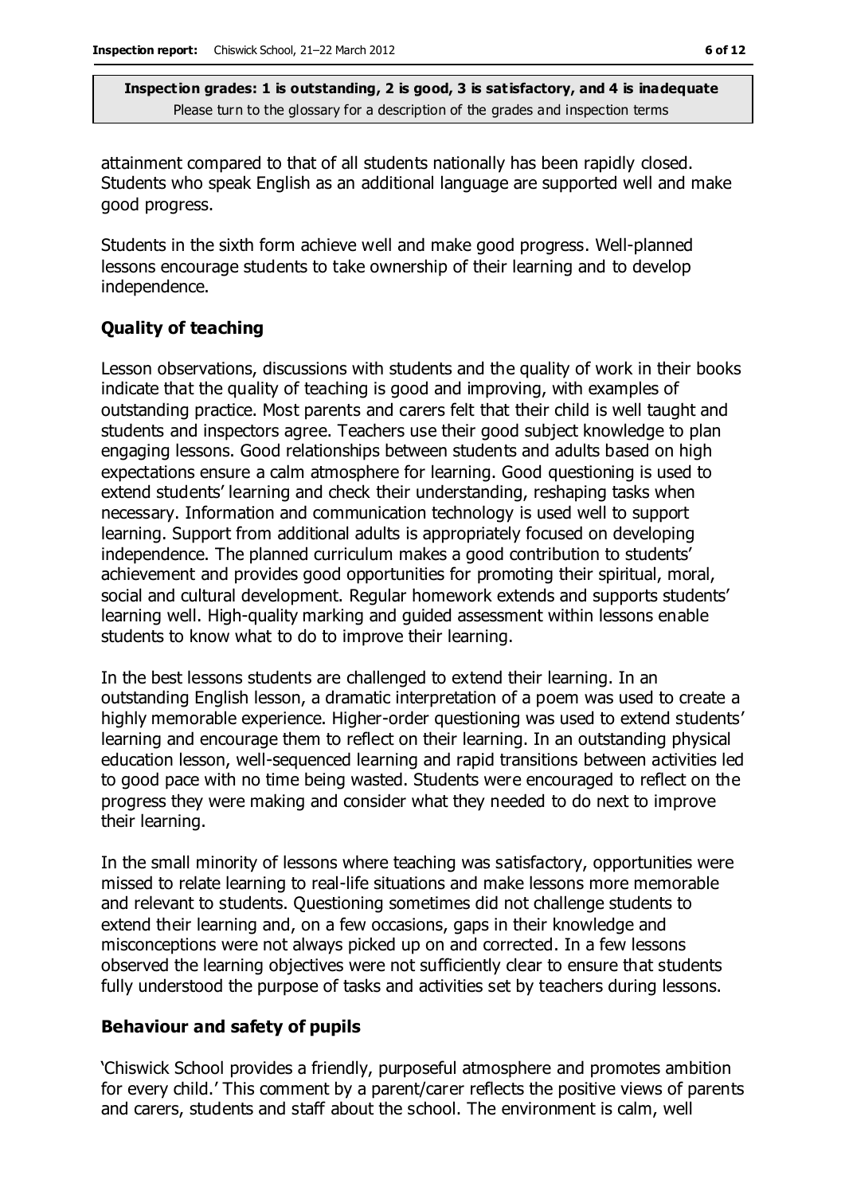attainment compared to that of all students nationally has been rapidly closed. Students who speak English as an additional language are supported well and make good progress.

Students in the sixth form achieve well and make good progress. Well-planned lessons encourage students to take ownership of their learning and to develop independence.

### Quality of teaching

Lesson observations, discussions with students and the quality of work in their books indicate that the quality of teaching is good and improving, with examples of outstanding practice. Most parents and carers felt that their child is well taught and students and inspectors agree. Teachers use their good subject knowledge to plan engaging lessons. Good relationships between students and adults based on high expectations ensure a calm atmosphere for learning. Good questioning is used to extend students' learning and check their understanding, reshaping tasks when necessary. Information and communication technology is used well to support learning. Support from additional adults is appropriately focused on developing independence. The planned curriculum makes a good contribution to students' achievement and provides good opportunities for promoting their spiritual, moral, social and cultural development. Regular homework extends and supports students' learning well. High-quality marking and guided assessment within lessons enable students to know what to do to improve their learning.

In the best lessons students are challenged to extend their learning. In an outstanding English lesson, a dramatic interpretation of a poem was used to create a highly memorable experience. Higher-order questioning was used to extend students' learning and encourage them to reflect on their learning. In an outstanding physical education lesson, well-sequenced learning and rapid transitions between activities led to good pace with no time being wasted. Students were encouraged to reflect on the progress they were making and consider what they needed to do next to improve their learning.

In the small minority of lessons where teaching was satisfactory, opportunities were missed to relate learning to real-life situations and make lessons more memorable and relevant to students. Questioning sometimes did not challenge students to extend their learning and, on a few occasions, gaps in their knowledge and misconceptions were not always picked up on and corrected. In a few lessons observed the learning objectives were not sufficiently clear to ensure that students fully understood the purpose of tasks and activities set by teachers during lessons.

### Behaviour and safety of pupils

'Chiswick School provides a friendly, purposeful atmosphere and promotes ambition for every child.' This comment by a parent/carer reflects the positive views of parents and carers, students and staff about the school. The environment is calm, well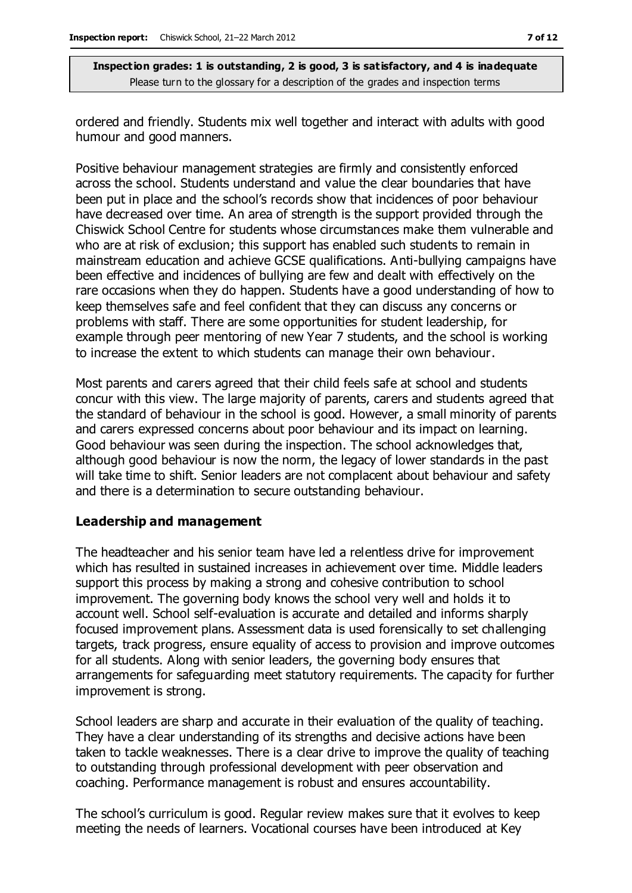ordered and friendly. Students mix well together and interact with adults with good humour and good manners.

Positive behaviour management strategies are firmly and consistently enforced across the school. Students understand and value the clear boundaries that have been put in place and the school's records show that incidences of poor behaviour have decreased over time. An area of strength is the support provided through the Chiswick School Centre for students whose circumstances make them vulnerable and who are at risk of exclusion; this support has enabled such students to remain in mainstream education and achieve GCSE qualifications. Anti-bullying campaigns have been effective and incidences of bullying are few and dealt with effectively on the rare occasions when they do happen. Students have a good understanding of how to keep themselves safe and feel confident that they can discuss any concerns or problems with staff. There are some opportunities for student leadership, for example through peer mentoring of new Year 7 students, and the school is working to increase the extent to which students can manage their own behaviour.

Most parents and carers agreed that their child feels safe at school and students concur with this view. The large majority of parents, carers and students agreed that the standard of behaviour in the school is good. However, a small minority of parents and carers expressed concerns about poor behaviour and its impact on learning. Good behaviour was seen during the inspection. The school acknowledges that, although good behaviour is now the norm, the legacy of lower standards in the past will take time to shift. Senior leaders are not complacent about behaviour and safety and there is a determination to secure outstanding behaviour.

### Leadership and management

The headteacher and his senior team have led a relentless drive for improvement which has resulted in sustained increases in achievement over time. Middle leaders support this process by making a strong and cohesive contribution to school improvement. The governing body knows the school very well and holds it to account well. School self-evaluation is accurate and detailed and informs sharply focused improvement plans. Assessment data is used forensically to set challenging targets, track progress, ensure equality of access to provision and improve outcomes for all students. Along with senior leaders, the governing body ensures that arrangements for safeguarding meet statutory requirements. The capacity for further improvement is strong.

School leaders are sharp and accurate in their evaluation of the quality of teaching. They have a clear understanding of its strengths and decisive actions have been taken to tackle weaknesses. There is a clear drive to improve the quality of teaching to outstanding through professional development with peer observation and coaching. Performance management is robust and ensures accountability.

The school's curriculum is good. Regular review makes sure that it evolves to keep meeting the needs of learners. Vocational courses have been introduced at Key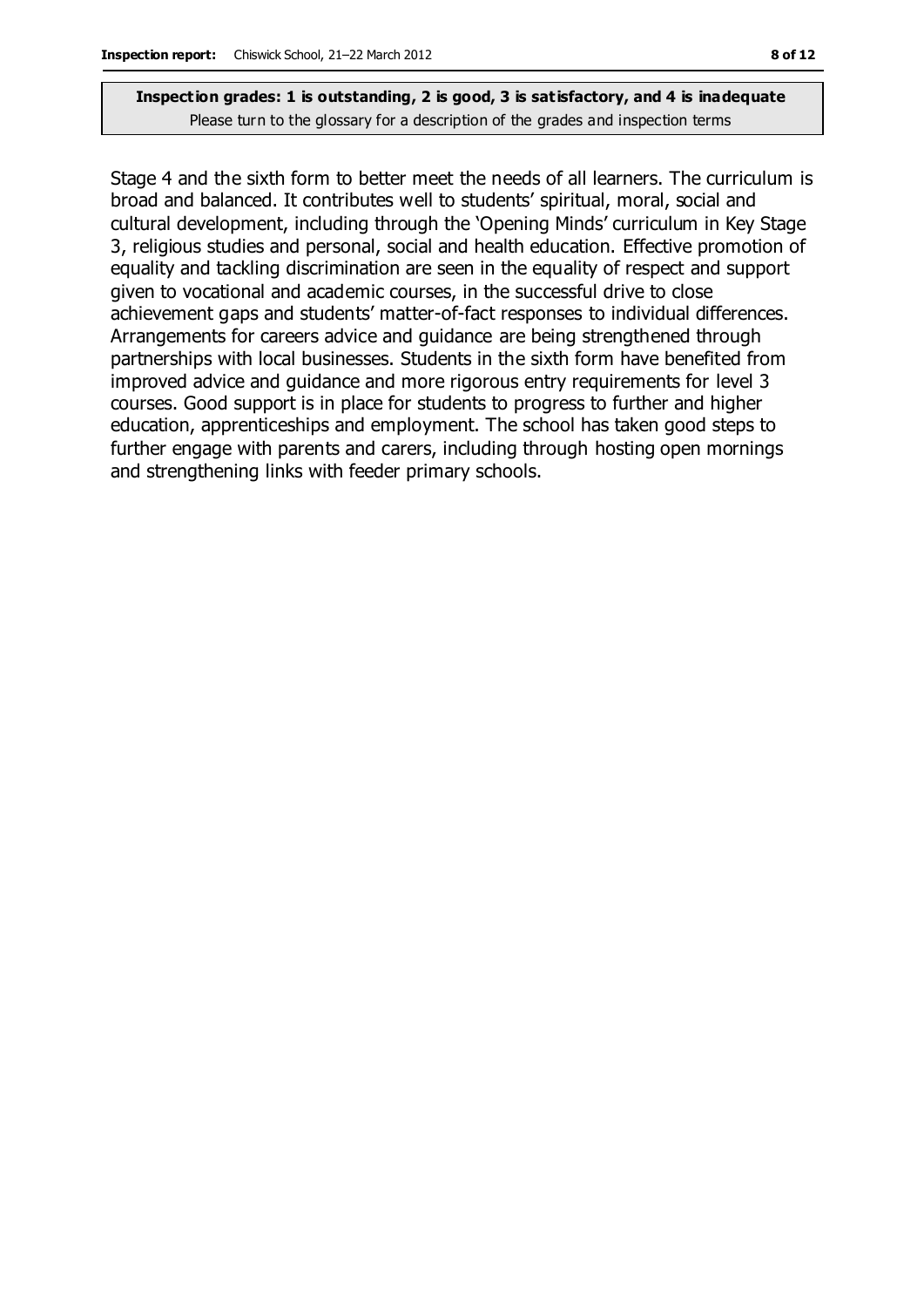Stage 4 and the sixth form to better meet the needs of all learners. The curriculum is broad and balanced. It contributes well to students' spiritual, moral, social and cultural development, including through the 'Opening Minds' curriculum in Key Stage 3, religious studies and personal, social and health education. Effective promotion of equality and tackling discrimination are seen in the equality of respect and support given to vocational and academic courses, in the successful drive to close achievement gaps and students' matter-of-fact responses to individual differences. Arrangements for careers advice and guidance are being strengthened through partnerships with local businesses. Students in the sixth form have benefited from improved advice and guidance and more rigorous entry requirements for level 3 courses. Good support is in place for students to progress to further and higher education, apprenticeships and employment. The school has taken good steps to further engage with parents and carers, including through hosting open mornings and strengthening links with feeder primary schools.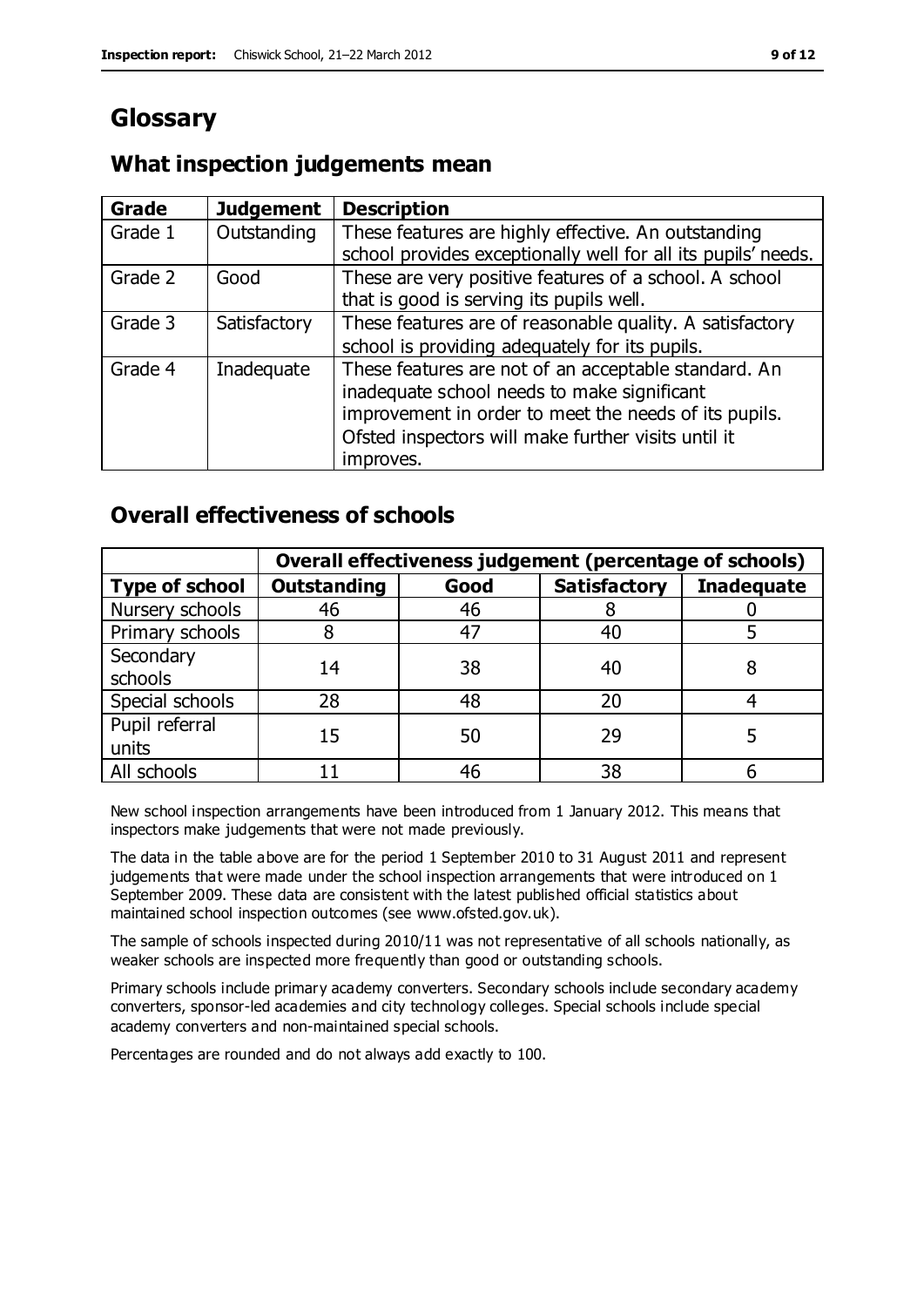# Glossary

## What inspection judgements mean

| Grade | Judgement | Description |
| --- | --- | --- |
| Grade 1 | Outstanding | These features are highly effective. An outstanding school provides exceptionally well for all its pupils' needs. |
| Grade 2 | Good | These are very positive features of a school. A school that is good is serving its pupils well. |
| Grade 3 | Satisfactory | These features are of reasonable quality. A satisfactory school is providing adequately for its pupils. |
| Grade 4 | Inadequate | These features are not of an acceptable standard. An inadequate school needs to make significant improvement in order to meet the needs of its pupils. Ofsted inspectors will make further visits until it improves. |

## Overall effectiveness of schools

| | Overall effectiveness judgement (percentage of schools) | | | |
| --- | --- | --- | --- | --- |
| **Type of school** | **Outstanding** | **Good** | **Satisfactory** | **Inadequate** |
| Nursery schools | 46 | 46 | 8 | 0 |
| Primary schools | 8 | 47 | 40 | 5 |
| Secondary schools | 14 | 38 | 40 | 8 |
| Special schools | 28 | 48 | 20 | 4 |
| Pupil referral units | 15 | 50 | 29 | 5 |
| All schools | 11 | 46 | 38 | 6 |

New school inspection arrangements have been introduced from 1 January 2012. This means that inspectors make judgements that were not made previously.

The data in the table above are for the period 1 September 2010 to 31 August 2011 and represent judgements that were made under the school inspection arrangements that were introduced on 1 September 2009. These data are consistent with the latest published official statistics about maintained school inspection outcomes (see www.ofsted.gov.uk).

The sample of schools inspected during 2010/11 was not representative of all schools nationally, as weaker schools are inspected more frequently than good or outstanding schools.

Primary schools include primary academy converters. Secondary schools include secondary academy converters, sponsor-led academies and city technology colleges. Special schools include special academy converters and non-maintained special schools.

Percentages are rounded and do not always add exactly to 100.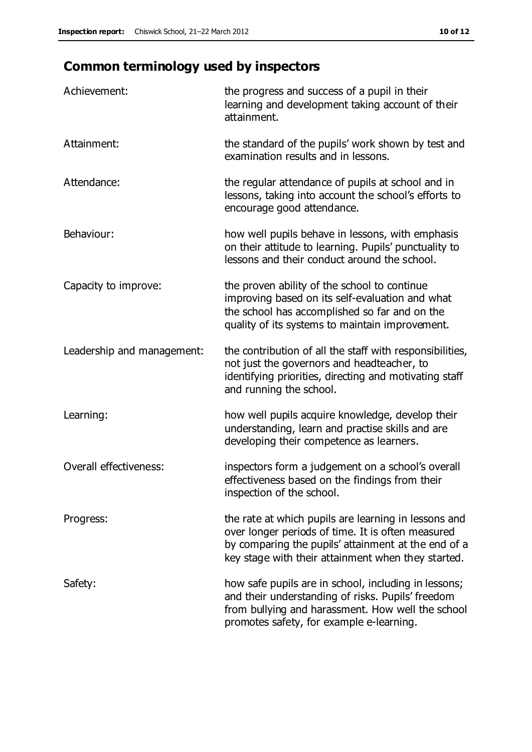## Common terminology used by inspectors

| | |
|---|---|
| Achievement: | the progress and success of a pupil in their learning and development taking account of their attainment. |
| Attainment: | the standard of the pupils' work shown by test and examination results and in lessons. |
| Attendance: | the regular attendance of pupils at school and in lessons, taking into account the school's efforts to encourage good attendance. |
| Behaviour: | how well pupils behave in lessons, with emphasis on their attitude to learning. Pupils' punctuality to lessons and their conduct around the school. |
| Capacity to improve: | the proven ability of the school to continue improving based on its self-evaluation and what the school has accomplished so far and on the quality of its systems to maintain improvement. |
| Leadership and management: | the contribution of all the staff with responsibilities, not just the governors and headteacher, to identifying priorities, directing and motivating staff and running the school. |
| Learning: | how well pupils acquire knowledge, develop their understanding, learn and practise skills and are developing their competence as learners. |
| Overall effectiveness: | inspectors form a judgement on a school's overall effectiveness based on the findings from their inspection of the school. |
| Progress: | the rate at which pupils are learning in lessons and over longer periods of time. It is often measured by comparing the pupils' attainment at the end of a key stage with their attainment when they started. |
| Safety: | how safe pupils are in school, including in lessons; and their understanding of risks. Pupils' freedom from bullying and harassment. How well the school promotes safety, for example e-learning. |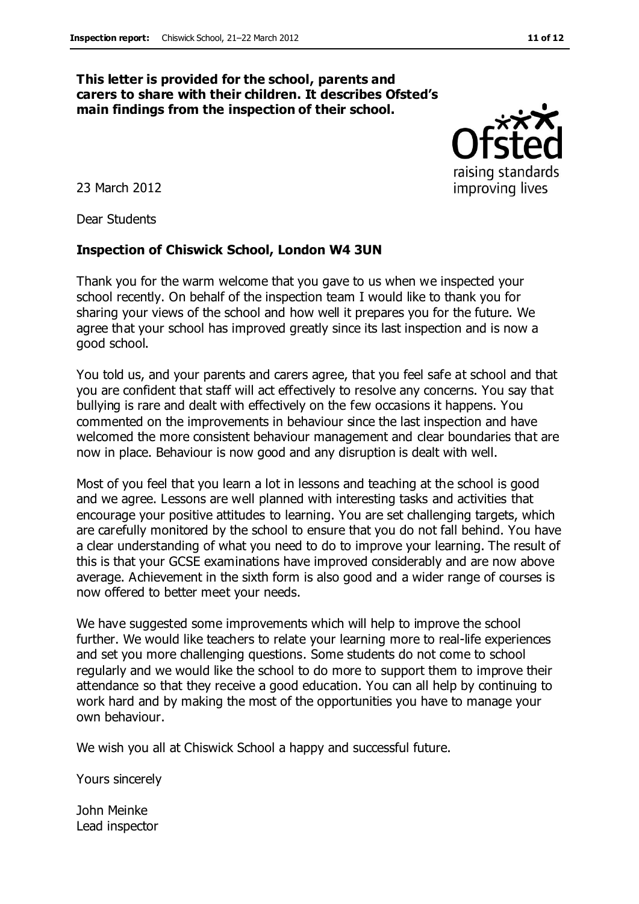**This letter is provided for the school, parents and carers to share with their children. It describes Ofsted's main findings from the inspection of their school.**

23 March 2012

Dear Students

**Inspection of Chiswick School, London W4 3UN**

Thank you for the warm welcome that you gave to us when we inspected your school recently. On behalf of the inspection team I would like to thank you for sharing your views of the school and how well it prepares you for the future. We agree that your school has improved greatly since its last inspection and is now a good school.

You told us, and your parents and carers agree, that you feel safe at school and that you are confident that staff will act effectively to resolve any concerns. You say that bullying is rare and dealt with effectively on the few occasions it happens. You commented on the improvements in behaviour since the last inspection and have welcomed the more consistent behaviour management and clear boundaries that are now in place. Behaviour is now good and any disruption is dealt with well.

Most of you feel that you learn a lot in lessons and teaching at the school is good and we agree. Lessons are well planned with interesting tasks and activities that encourage your positive attitudes to learning. You are set challenging targets, which are carefully monitored by the school to ensure that you do not fall behind. You have a clear understanding of what you need to do to improve your learning. The result of this is that your GCSE examinations have improved considerably and are now above average. Achievement in the sixth form is also good and a wider range of courses is now offered to better meet your needs.

We have suggested some improvements which will help to improve the school further. We would like teachers to relate your learning more to real-life experiences and set you more challenging questions. Some students do not come to school regularly and we would like the school to do more to support them to improve their attendance so that they receive a good education. You can all help by continuing to work hard and by making the most of the opportunities you have to manage your own behaviour.

We wish you all at Chiswick School a happy and successful future.

Yours sincerely

John Meinke
Lead inspector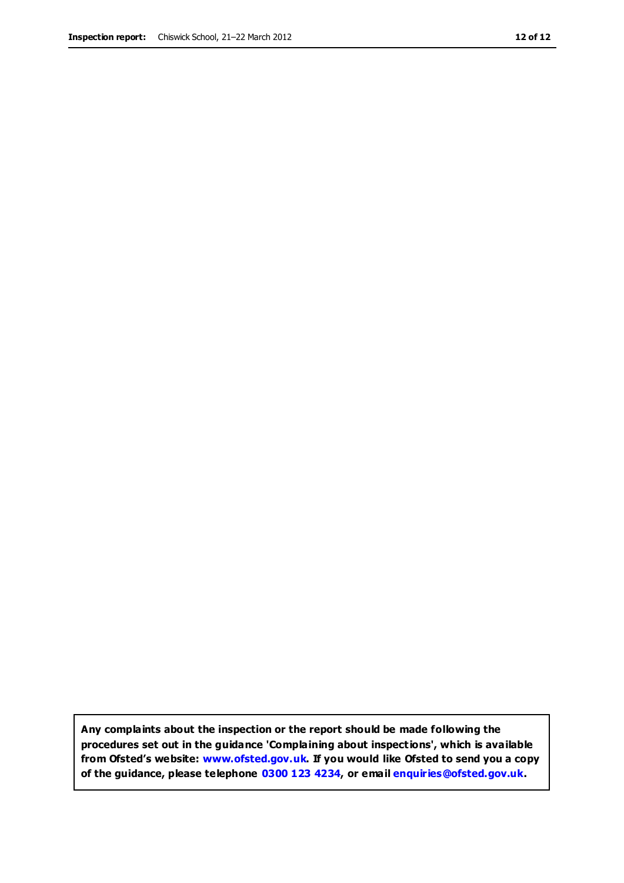**Any complaints about the inspection or the report should be made following the procedures set out in the guidance 'Complaining about inspections', which is available from Ofsted's website: www.ofsted.gov.uk. If you would like Ofsted to send you a copy of the guidance, please telephone 0300 123 4234, or email enquiries@ofsted.gov.uk.**